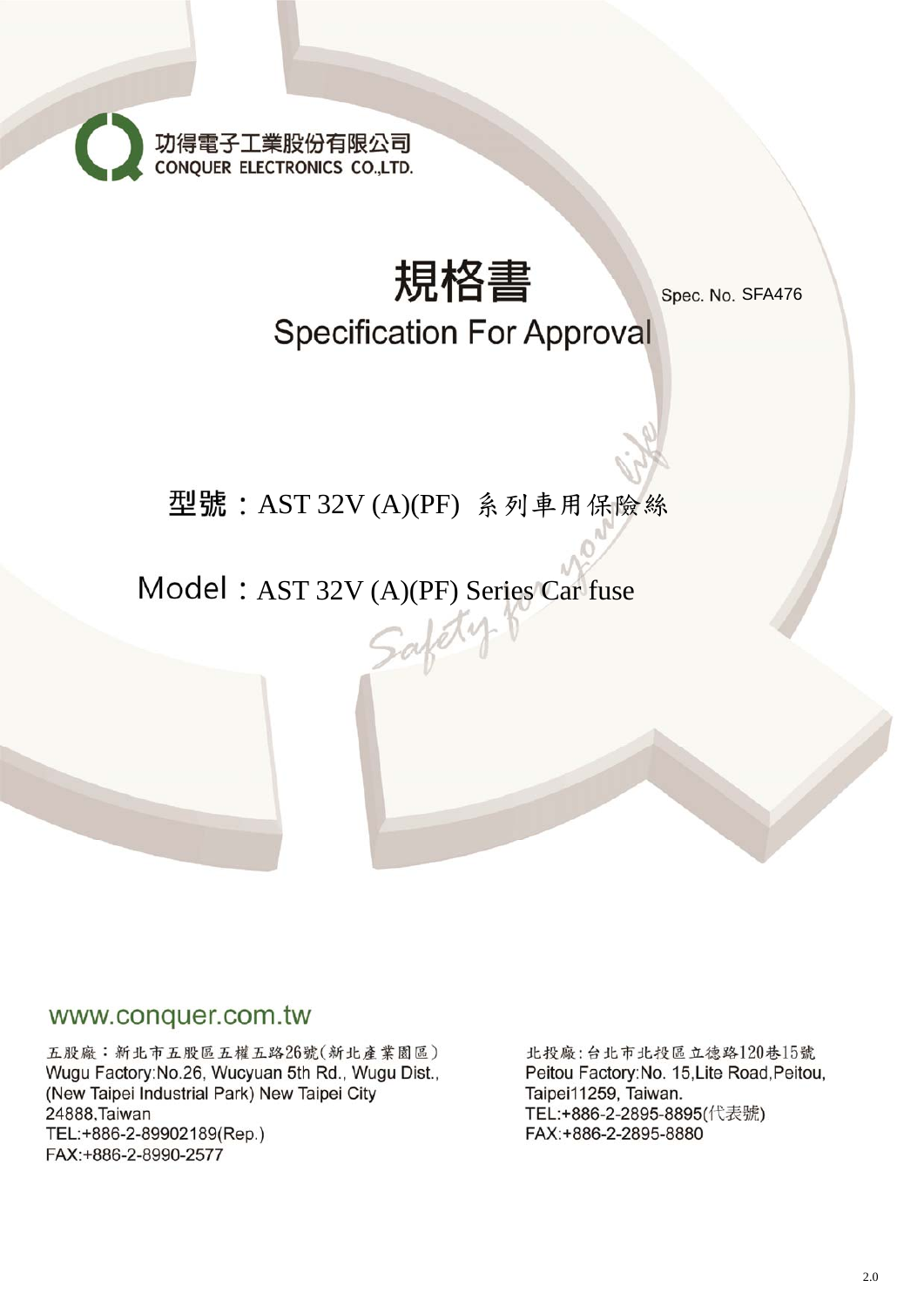功得電子工業股份有限公司
CONQUER ELECTRONICS CO.,LTD.

# 規格書

Spec. No. SFA476

## Specification For Approval

型號：AST 32V (A)(PF) 系列車用保險絲

Model：AST 32V (A)(PF) Series Car fuse

Safety for your life

www.conquer.com.tw

五股廠：新北市五股區五權五路26號(新北產業園區)
Wugu Factory:No.26, Wucyuan 5th Rd., Wugu Dist., (New Taipei Industrial Park) New Taipei City 24888,Taiwan
TEL:+886-2-89902189(Rep.)
FAX:+886-2-8990-2577

北投廠：台北市北投區立德路120巷15號
Peitou Factory:No. 15,Lite Road,Peitou, Taipei11259, Taiwan.
TEL:+886-2-2895-8895(代表號)
FAX:+886-2-2895-8880

2.0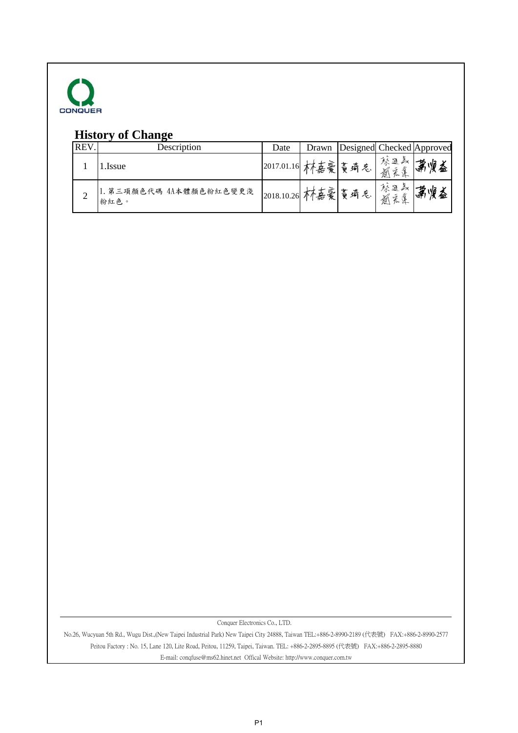CONQUER

## History of Change

| REV. | Description | Date | Drawn | Designed | Checked | Approved |
|---|---|---|---|---|---|---|
| 1 | 1.Issue | 2017.01.16 | 林嘉豪 | 黃琦忞 | 蔡進義 趙承瑋 | 蕭暝益 |
| 2 | 1. 第三項顏色代碼 4A本體顏色粉紅色變更淺粉紅色。 | 2018.10.26 | 林嘉豪 | 黃琦忞 | 蔡進義 趙承瑋 | 蕭暝益 |

Conquer Electronics Co., LTD.

No.26, Wucyuan 5th Rd., Wugu Dist.,(New Taipei Industrial Park) New Taipei City 24888, Taiwan TEL:+886-2-8990-2189 (代表號) FAX:+886-2-8990-2577

Peitou Factory : No. 15, Lane 120, Lite Road, Peitou, 11259, Taipei, Taiwan. TEL: +886-2-2895-8895 (代表號) FAX:+886-2-2895-8880

E-mail: conqfuse@ms62.hinet.net Offical Website: http://www.conquer.com.tw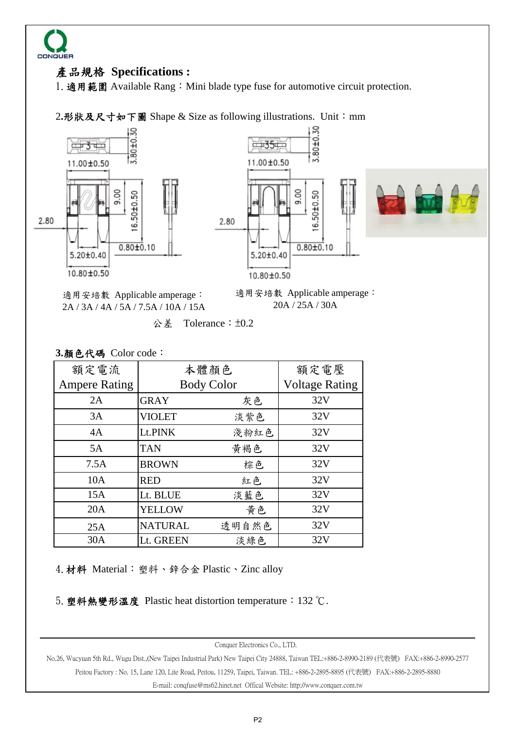**產品規格 Specifications :**

1. **適用範圍** Available Rang：Mini blade type fuse for automotive circuit protection.

2.**形狀及尺寸如下圖** Shape & Size as following illustrations.  Unit：mm

適用安培數 Applicable amperage：
2A / 3A / 4A / 5A / 7.5A / 10A / 15A

適用安培數 Applicable amperage：
20A / 25A / 30A

公差　Tolerance：±0.2

3.**顏色代碼** Color code：

| 額定電流 Ampere Rating | 本體顏色 Body Color | | 額定電壓 Voltage Rating |
|---|---|---|---|
| 2A | GRAY | 灰色 | 32V |
| 3A | VIOLET | 淡紫色 | 32V |
| 4A | Lt.PINK | 淺粉紅色 | 32V |
| 5A | TAN | 黃褐色 | 32V |
| 7.5A | BROWN | 棕色 | 32V |
| 10A | RED | 紅色 | 32V |
| 15A | Lt. BLUE | 淡藍色 | 32V |
| 20A | YELLOW | 黃色 | 32V |
| 25A | NATURAL | 透明自然色 | 32V |
| 30A | Lt. GREEN | 淡綠色 | 32V |

4. **材料** Material：塑料、鋅合金 Plastic、Zinc alloy

5. **塑料熱變形溫度** Plastic heat distortion temperature：132 ℃.

Conquer Electronics Co., LTD.

No.26, Wucyuan 5th Rd., Wugu Dist.,(New Taipei Industrial Park) New Taipei City 24888, Taiwan TEL:+886-2-8990-2189 (代表號) FAX:+886-2-8990-2577

Peitou Factory : No. 15, Lane 120, Lite Road, Peitou, 11259, Taipei, Taiwan. TEL: +886-2-2895-8895 (代表號) FAX:+886-2-2895-8880

E-mail: conqfuse@ms62.hinet.net Offical Website: http://www.conquer.com.tw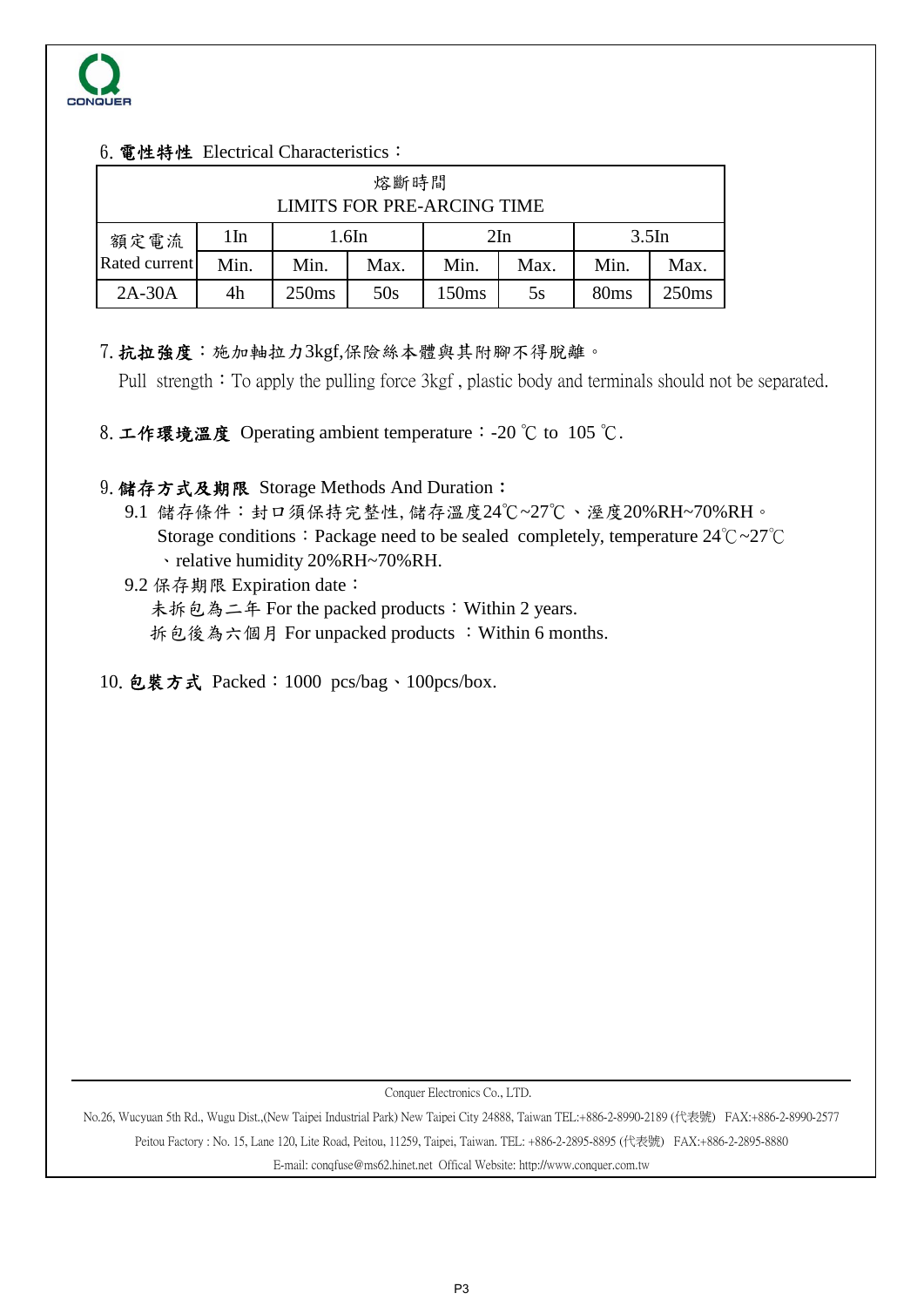6. **電性特性** Electrical Characteristics：

| 熔斷時間 LIMITS FOR PRE-ARCING TIME | | | | | | | |
|---|---|---|---|---|---|---|---|
| 額定電流 | 1In | 1.6In | | 2In | | 3.5In | |
| Rated current | Min. | Min. | Max. | Min. | Max. | Min. | Max. |
| 2A-30A | 4h | 250ms | 50s | 150ms | 5s | 80ms | 250ms |

7. **抗拉強度**：施加軸拉力3kgf,保險絲本體與其附腳不得脫離。

Pull strength：To apply the pulling force 3kgf , plastic body and terminals should not be separated.

8. **工作環境溫度** Operating ambient temperature：-20 ℃ to 105 ℃.

9. **儲存方式及期限** Storage Methods And Duration：

9.1 儲存條件：封口須保持完整性,儲存溫度24℃~27℃、溼度20%RH~70%RH。
Storage conditions：Package need to be sealed completely, temperature 24℃~27℃、relative humidity 20%RH~70%RH.

9.2 保存期限 Expiration date：
未拆包為二年 For the packed products：Within 2 years.
拆包後為六個月 For unpacked products ：Within 6 months.

10. **包裝方式** Packed：1000 pcs/bag、100pcs/box.

Conquer Electronics Co., LTD.

No.26, Wucyuan 5th Rd., Wugu Dist.,(New Taipei Industrial Park) New Taipei City 24888, Taiwan TEL:+886-2-8990-2189 (代表號) FAX:+886-2-8990-2577

Peitou Factory : No. 15, Lane 120, Lite Road, Peitou, 11259, Taipei, Taiwan. TEL: +886-2-2895-8895 (代表號) FAX:+886-2-2895-8880

E-mail: conqfuse@ms62.hinet.net Offical Website: http://www.conquer.com.tw